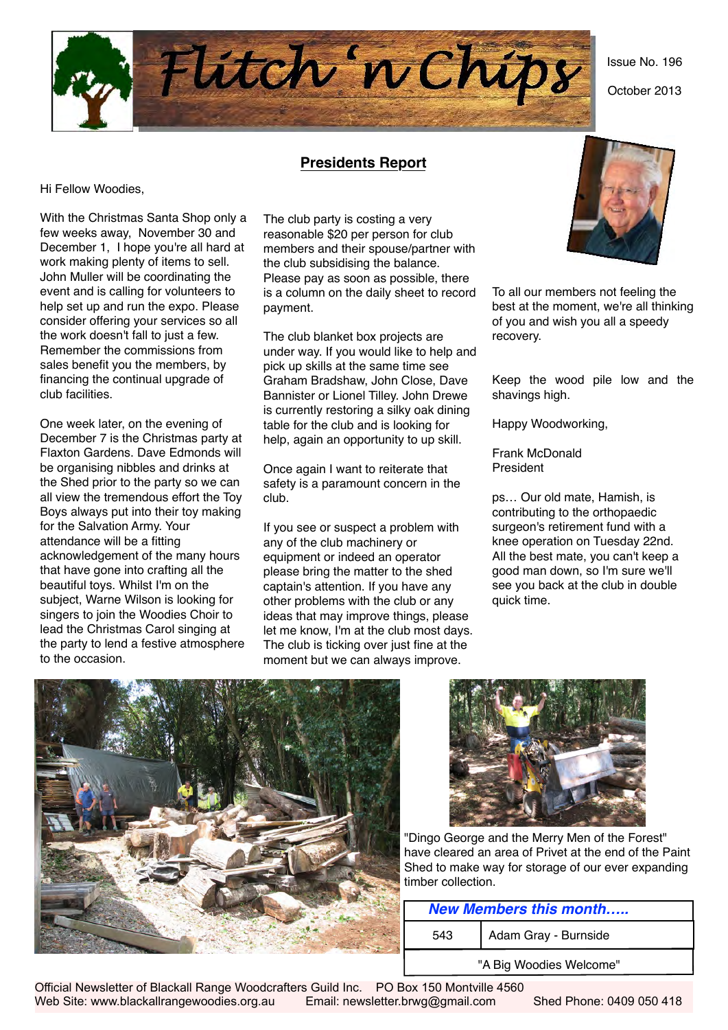# Flitch 'n Chips

Issue No. 196

October 2013

## Presidents Report

Hi Fellow Woodies,

With the Christmas Santa Shop only a few weeks away, November 30 and December 1, I hope you're all hard at work making plenty of items to sell. John Muller will be coordinating the event and is calling for volunteers to help set up and run the expo. Please consider offering your services so all the work doesn't fall to just a few. Remember the commissions from sales benefit you the members, by financing the continual upgrade of club facilities.

One week later, on the evening of December 7 is the Christmas party at Flaxton Gardens. Dave Edmonds will be organising nibbles and drinks at the Shed prior to the party so we can all view the tremendous effort the Toy Boys always put into their toy making for the Salvation Army. Your attendance will be a fitting acknowledgement of the many hours that have gone into crafting all the beautiful toys. Whilst I'm on the subject, Warne Wilson is looking for singers to join the Woodies Choir to lead the Christmas Carol singing at the party to lend a festive atmosphere to the occasion.

The club party is costing a very reasonable $20 per person for club members and their spouse/partner with the club subsidising the balance. Please pay as soon as possible, there is a column on the daily sheet to record payment.

The club blanket box projects are under way. If you would like to help and pick up skills at the same time see Graham Bradshaw, John Close, Dave Bannister or Lionel Tilley. John Drewe is currently restoring a silky oak dining table for the club and is looking for help, again an opportunity to up skill.

Once again I want to reiterate that safety is a paramount concern in the club.

If you see or suspect a problem with any of the club machinery or equipment or indeed an operator please bring the matter to the shed captain's attention. If you have any other problems with the club or any ideas that may improve things, please let me know, I'm at the club most days. The club is ticking over just fine at the moment but we can always improve.

To all our members not feeling the best at the moment, we're all thinking of you and wish you all a speedy recovery.

Keep the wood pile low and the shavings high.

Happy Woodworking,

Frank McDonald
President

ps… Our old mate, Hamish, is contributing to the orthopaedic surgeon's retirement fund with a knee operation on Tuesday 22nd. All the best mate, you can't keep a good man down, so I'm sure we'll see you back at the club in double quick time.

"Dingo George and the Merry Men of the Forest" have cleared an area of Privet at the end of the Paint Shed to make way for storage of our ever expanding timber collection.

| ***New Members this month.....*** | |
|---|---|
| 543 | Adam Gray - Burnside |
| "A Big Woodies Welcome" | |

Official Newsletter of Blackall Range Woodcrafters Guild Inc. PO Box 150 Montville 4560
Web Site: www.blackallrangewoodies.org.au Email: newsletter.brwg@gmail.com Shed Phone: 0409 050 418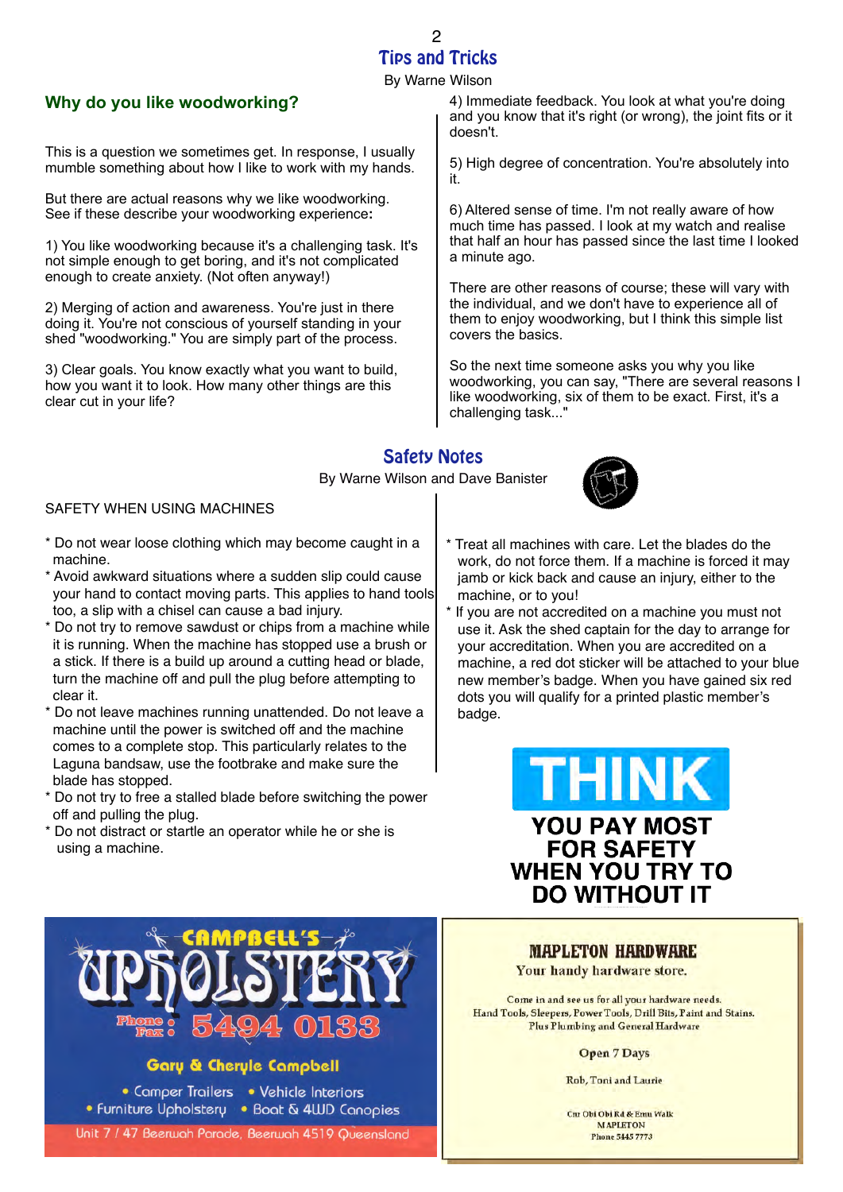## Tips and Tricks

By Warne Wilson

### Why do you like woodworking?

This is a question we sometimes get. In response, I usually mumble something about how I like to work with my hands.

But there are actual reasons why we like woodworking. See if these describe your woodworking experience:

1) You like woodworking because it's a challenging task. It's not simple enough to get boring, and it's not complicated enough to create anxiety. (Not often anyway!)

2) Merging of action and awareness. You're just in there doing it. You're not conscious of yourself standing in your shed "woodworking." You are simply part of the process.

3) Clear goals. You know exactly what you want to build, how you want it to look. How many other things are this clear cut in your life?

4) Immediate feedback. You look at what you're doing and you know that it's right (or wrong), the joint fits or it doesn't.

5) High degree of concentration. You're absolutely into it.

6) Altered sense of time. I'm not really aware of how much time has passed. I look at my watch and realise that half an hour has passed since the last time I looked a minute ago.

There are other reasons of course; these will vary with the individual, and we don't have to experience all of them to enjoy woodworking, but I think this simple list covers the basics.

So the next time someone asks you why you like woodworking, you can say, "There are several reasons I like woodworking, six of them to be exact. First, it's a challenging task..."

## Safety Notes

By Warne Wilson and Dave Banister

SAFETY WHEN USING MACHINES

* Do not wear loose clothing which may become caught in a machine.
* Avoid awkward situations where a sudden slip could cause your hand to contact moving parts. This applies to hand tools too, a slip with a chisel can cause a bad injury.
* Do not try to remove sawdust or chips from a machine while it is running. When the machine has stopped use a brush or a stick. If there is a build up around a cutting head or blade, turn the machine off and pull the plug before attempting to clear it.
* Do not leave machines running unattended. Do not leave a machine until the power is switched off and the machine comes to a complete stop. This particularly relates to the Laguna bandsaw, use the footbrake and make sure the blade has stopped.
* Do not try to free a stalled blade before switching the power off and pulling the plug.
* Do not distract or startle an operator while he or she is using a machine.
* Treat all machines with care. Let the blades do the work, do not force them. If a machine is forced it may jam or kick back and cause an injury, either to the machine, or to you!
* If you are not accredited on a machine you must not use it. Ask the shed captain for the day to arrange for your accreditation. When you are accredited on a machine, a red dot sticker will be attached to your blue new member's badge. When you have gained six red dots you will qualify for a printed plastic member's badge.

**THINK**

**YOU PAY MOST FOR SAFETY WHEN YOU TRY TO DO WITHOUT IT**

---

**CAMPBELL'S UPHOLSTERY**

Phone / Fax: 5494 0133

Gary & Cheryle Campbell

- Camper Trailers
- Vehicle Interiors
- Furniture Upholstery
- Boat & 4WD Canopies

Unit 7 / 47 Beerwah Parade, Beerwah 4519 Queensland

---

**MAPLETON HARDWARE**

Your handy hardware store.

Come in and see us for all your hardware needs.
Hand Tools, Sleepers, Power Tools, Drill Bits, Paint and Stains.
Plus Plumbing and General Hardware

Open 7 Days

Rob, Toni and Laurie

Cnr Obi Obi Rd & Emu Walk
MAPLETON
Phone 5445 7773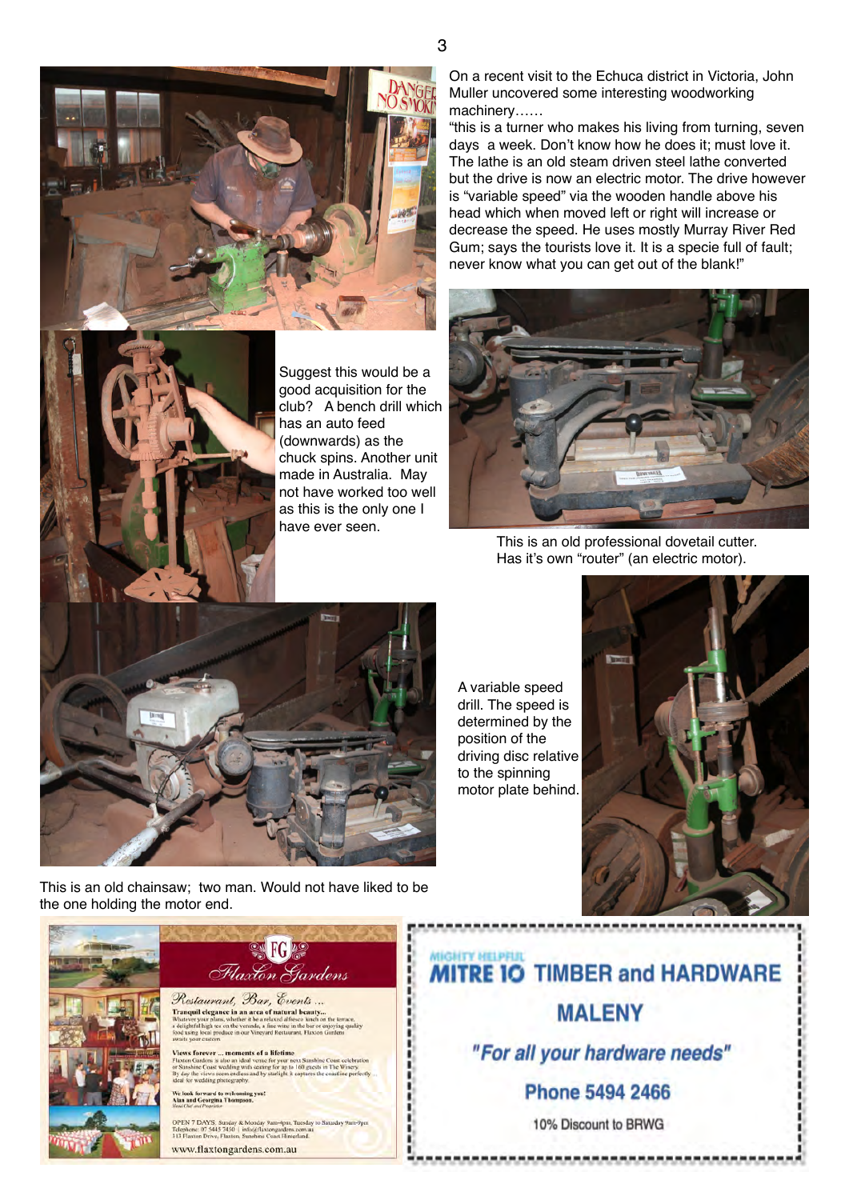On a recent visit to the Echuca district in Victoria, John Muller uncovered some interesting woodworking machinery……

"this is a turner who makes his living from turning, seven days a week. Don't know how he does it; must love it. The lathe is an old steam driven steel lathe converted but the drive is now an electric motor. The drive however is "variable speed" via the wooden handle above his head which when moved left or right will increase or decrease the speed. He uses mostly Murray River Red Gum; says the tourists love it. It is a specie full of fault; never know what you can get out of the blank!"

Suggest this would be a good acquisition for the club? A bench drill which has an auto feed (downwards) as the chuck spins. Another unit made in Australia. May not have worked too well as this is the only one I have ever seen.

This is an old professional dovetail cutter. Has it's own "router" (an electric motor).

A variable speed drill. The speed is determined by the position of the driving disc relative to the spinning motor plate behind.

This is an old chainsaw; two man. Would not have liked to be the one holding the motor end.

**FG Flaxton Gardens**

*Restaurant, Bar, Events ...*

**Tranquil elegance in an area of natural beauty...**
Whatever your plans, whether it be a relaxed alfresco lunch on the terrace, a delightful high tea on the veranda, a fine wine in the bar or enjoying quality food using local produce in our Vineyard Restaurant, Flaxton Gardens awaits your custom.

**Views forever ... moments of a lifetime**
Flaxton Gardens is also an ideal venue for your next Sunshine Coast celebration or Sunshine Coast wedding with seating for up to 160 guests in The Winery. By day the views seem endless and by starlight it captures the coastline perfectly ... ideal for wedding photography.

**We look forward to welcoming you!**
**Alan and Georgina Thompson.**
*Head Chef and Proprietor*

OPEN 7 DAYS. Sunday & Monday 9am-4pm, Tuesday to Saturday 9am-9pm
Telephone: 07 5445 7450 | info@flaxtongardens.com.au
313 Flaxton Drive, Flaxton, Sunshine Coast Hinterland.

www.flaxtongardens.com.au

MIGHTY HELPFUL
**MITRE 10 TIMBER and HARDWARE**

**MALENY**

***"For all your hardware needs"***

**Phone 5494 2466**

10% Discount to BRWG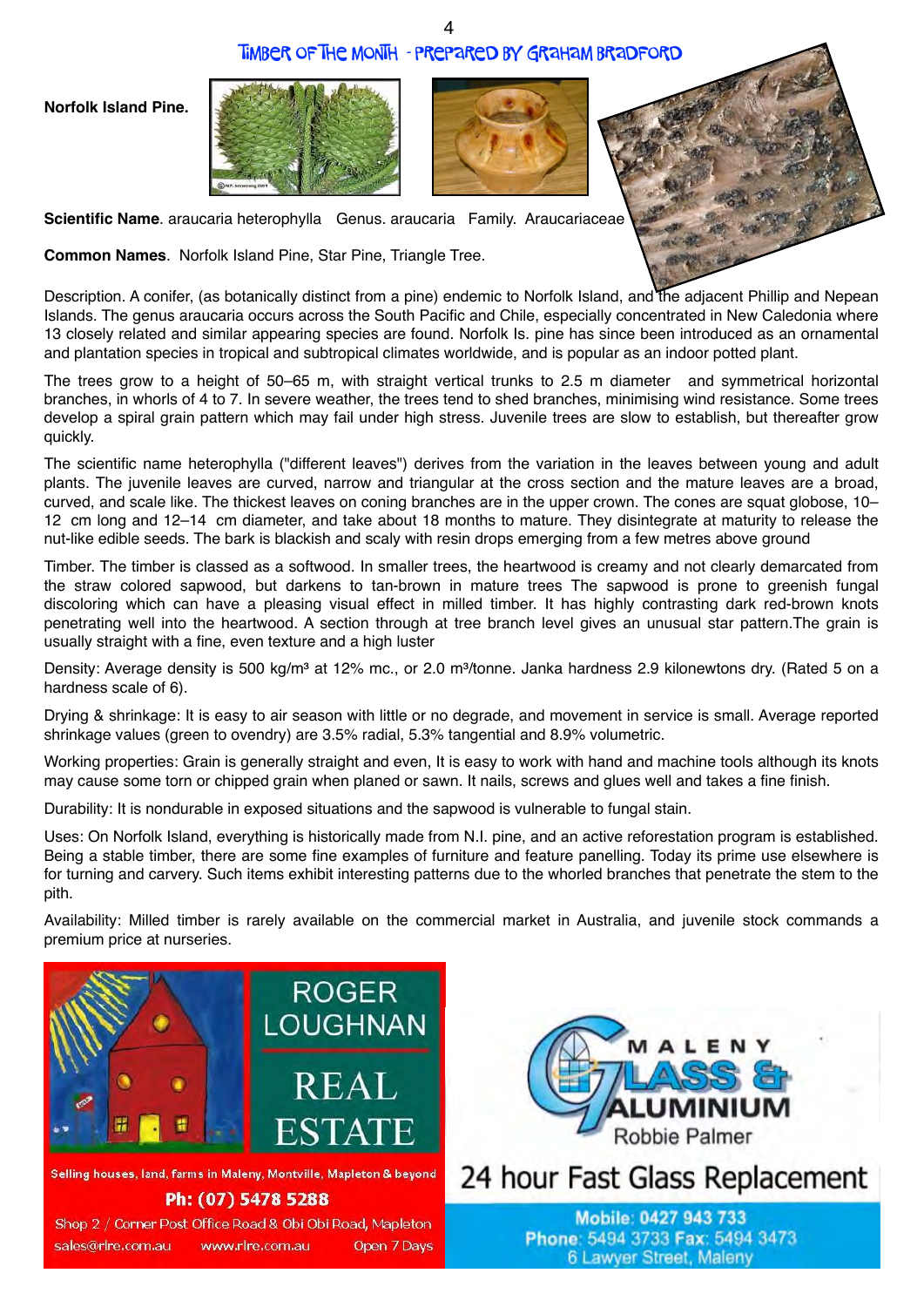## Timber of the Month - Prepared by Graham Bradford

**Norfolk Island Pine.**

**Scientific Name**. araucaria heterophylla   Genus. araucaria   Family. Araucariaceae

**Common Names**. Norfolk Island Pine, Star Pine, Triangle Tree.

Description. A conifer, (as botanically distinct from a pine) endemic to Norfolk Island, and the adjacent Phillip and Nepean Islands. The genus araucaria occurs across the South Pacific and Chile, especially concentrated in New Caledonia where 13 closely related and similar appearing species are found. Norfolk Is. pine has since been introduced as an ornamental and plantation species in tropical and subtropical climates worldwide, and is popular as an indoor potted plant.

The trees grow to a height of 50–65 m, with straight vertical trunks to 2.5 m diameter  and symmetrical horizontal branches, in whorls of 4 to 7. In severe weather, the trees tend to shed branches, minimising wind resistance. Some trees develop a spiral grain pattern which may fail under high stress. Juvenile trees are slow to establish, but thereafter grow quickly.

The scientific name heterophylla ("different leaves") derives from the variation in the leaves between young and adult plants. The juvenile leaves are curved, narrow and triangular at the cross section and the mature leaves are a broad, curved, and scale like. The thickest leaves on coning branches are in the upper crown. The cones are squat globose, 10–12 cm long and 12–14 cm diameter, and take about 18 months to mature. They disintegrate at maturity to release the nut-like edible seeds. The bark is blackish and scaly with resin drops emerging from a few metres above ground

Timber. The timber is classed as a softwood. In smaller trees, the heartwood is creamy and not clearly demarcated from the straw colored sapwood, but darkens to tan-brown in mature trees The sapwood is prone to greenish fungal discoloring which can have a pleasing visual effect in milled timber. It has highly contrasting dark red-brown knots penetrating well into the heartwood. A section through at tree branch level gives an unusual star pattern.The grain is usually straight with a fine, even texture and a high luster

Density: Average density is 500 kg/m³ at 12% mc., or 2.0 m³/tonne. Janka hardness 2.9 kilonewtons dry. (Rated 5 on a hardness scale of 6).

Drying & shrinkage: It is easy to air season with little or no degrade, and movement in service is small. Average reported shrinkage values (green to ovendry) are 3.5% radial, 5.3% tangential and 8.9% volumetric.

Working properties: Grain is generally straight and even, It is easy to work with hand and machine tools although its knots may cause some torn or chipped grain when planed or sawn. It nails, screws and glues well and takes a fine finish.

Durability: It is nondurable in exposed situations and the sapwood is vulnerable to fungal stain.

Uses: On Norfolk Island, everything is historically made from N.I. pine, and an active reforestation program is established. Being a stable timber, there are some fine examples of furniture and feature panelling. Today its prime use elsewhere is for turning and carvery. Such items exhibit interesting patterns due to the whorled branches that penetrate the stem to the pith.

Availability: Milled timber is rarely available on the commercial market in Australia, and juvenile stock commands a premium price at nurseries.

---

**ROGER LOUGHNAN REAL ESTATE**

Selling houses, land, farms in Maleny, Montville, Mapleton & beyond

**Ph: (07) 5478 5288**

Shop 2 / Corner Post Office Road & Obi Obi Road, Mapleton

sales@rlre.com.au   www.rlre.com.au   Open 7 Days

---

**MALENY GLASS & ALUMINIUM**

Robbie Palmer

24 hour Fast Glass Replacement

Mobile: 0427 943 733

Phone: 5494 3733 Fax: 5494 3473

6 Lawyer Street, Maleny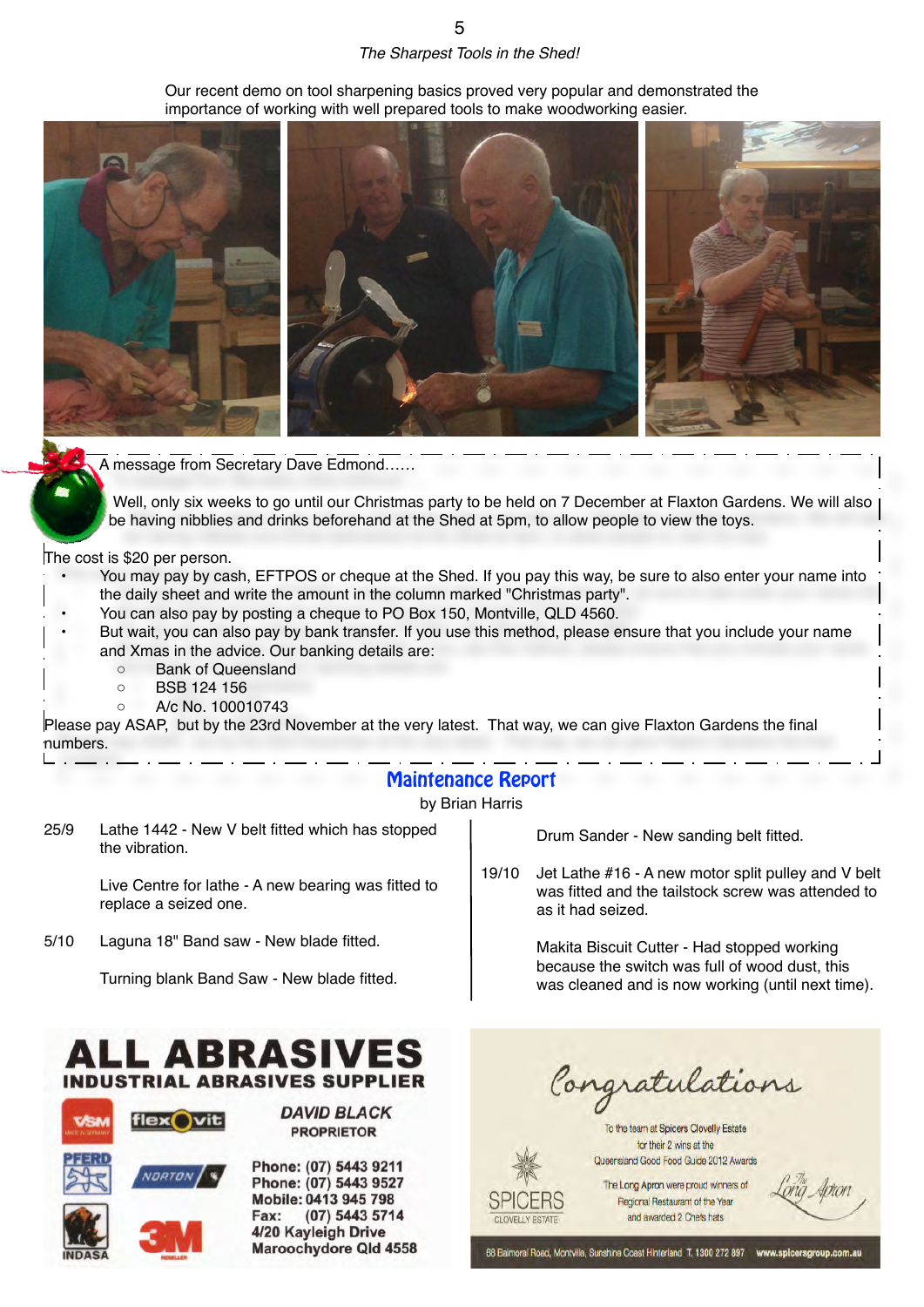*The Sharpest Tools in the Shed!*

Our recent demo on tool sharpening basics proved very popular and demonstrated the importance of working with well prepared tools to make woodworking easier.

A message from Secretary Dave Edmond……

Well, only six weeks to go until our Christmas party to be held on 7 December at Flaxton Gardens. We will also be having nibblies and drinks beforehand at the Shed at 5pm, to allow people to view the toys.

The cost is $20 per person.

- You may pay by cash, EFTPOS or cheque at the Shed. If you pay this way, be sure to also enter your name into the daily sheet and write the amount in the column marked "Christmas party".
- You can also pay by posting a cheque to PO Box 150, Montville, QLD 4560.
- But wait, you can also pay by bank transfer. If you use this method, please ensure that you include your name and Xmas in the advice. Our banking details are:
    - Bank of Queensland
    - BSB 124 156
    - A/c No. 100010743

Please pay ASAP, but by the 23rd November at the very latest. That way, we can give Flaxton Gardens the final numbers.

## Maintenance Report

by Brian Harris

25/9 Lathe 1442 - New V belt fitted which has stopped the vibration.

Live Centre for lathe - A new bearing was fitted to replace a seized one.

5/10 Laguna 18" Band saw - New blade fitted.

Turning blank Band Saw - New blade fitted.

Drum Sander - New sanding belt fitted.

19/10 Jet Lathe #16 - A new motor split pulley and V belt was fitted and the tailstock screw was attended to as it had seized.

Makita Biscuit Cutter - Had stopped working because the switch was full of wood dust, this was cleaned and is now working (until next time).

**ALL ABRASIVES**
**INDUSTRIAL ABRASIVES SUPPLIER**

VSM · flexovit · PFERD · NORTON · INDASA · 3M

*DAVID BLACK*
PROPRIETOR

Phone: (07) 5443 9211
Phone: (07) 5443 9527
Mobile: 0413 945 798
Fax: (07) 5443 5714
4/20 Kayleigh Drive
Maroochydore Qld 4558

*Congratulations*

To the team at Spicers Clovelly Estate for their 2 wins at the Queensland Good Food Guide 2012 Awards

The Long Apron were proud winners of Regional Restaurant of the Year and awarded 2 Chefs hats

SPICERS CLOVELLY ESTATE

The Long Apron

68 Balmoral Road, Montville, Sunshine Coast Hinterland T. 1300 272 897 www.spicersgroup.com.au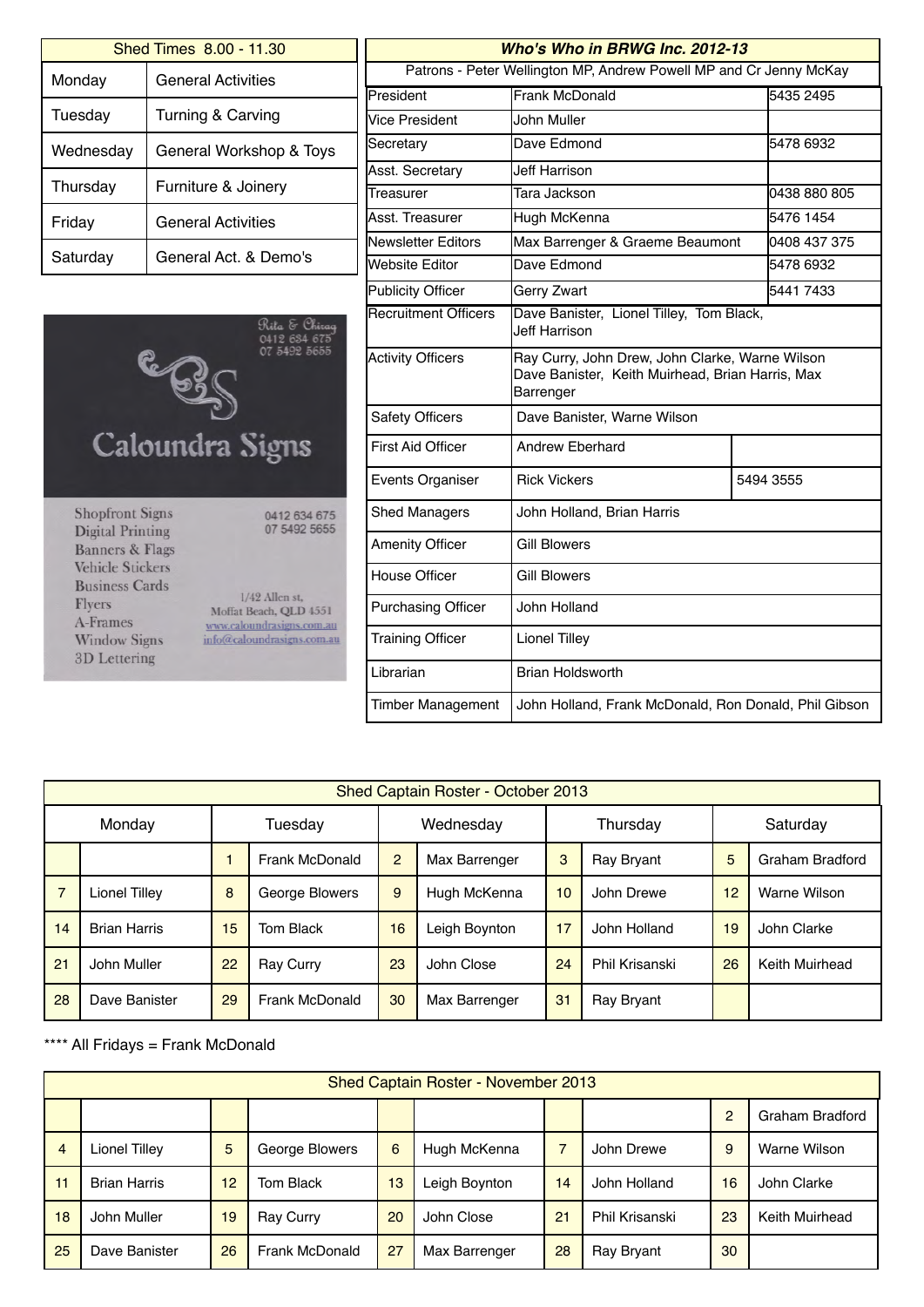| Shed Times 8.00 - 11.30 | |
|---|---|
| Monday | General Activities |
| Tuesday | Turning & Carving |
| Wednesday | General Workshop & Toys |
| Thursday | Furniture & Joinery |
| Friday | General Activities |
| Saturday | General Act. & Demo's |

Rita & Chirag
0412 634 675
07 5492 5655

Caloundra Signs

Shopfront Signs
Digital Printing
Banners & Flags
Vehicle Stickers
Business Cards
Flyers
A-Frames
Window Signs
3D Lettering

0412 634 675
07 5492 5655

1/42 Allen st,
Moffat Beach, QLD 4551
www.caloundrasigns.com.au
info@caloundrasigns.com.au

| *Who's Who in BRWG Inc. 2012-13* | | |
|---|---|---|
| Patrons - Peter Wellington MP, Andrew Powell MP and Cr Jenny McKay | | |
| President | Frank McDonald | 5435 2495 |
| Vice President | John Muller | |
| Secretary | Dave Edmond | 5478 6932 |
| Asst. Secretary | Jeff Harrison | |
| Treasurer | Tara Jackson | 0438 880 805 |
| Asst. Treasurer | Hugh McKenna | 5476 1454 |
| Newsletter Editors | Max Barrenger & Graeme Beaumont | 0408 437 375 |
| Website Editor | Dave Edmond | 5478 6932 |
| Publicity Officer | Gerry Zwart | 5441 7433 |
| Recruitment Officers | Dave Banister, Lionel Tilley, Tom Black, Jeff Harrison | |
| Activity Officers | Ray Curry, John Drew, John Clarke, Warne Wilson Dave Banister, Keith Muirhead, Brian Harris, Max Barrenger | |
| Safety Officers | Dave Banister, Warne Wilson | |
| First Aid Officer | Andrew Eberhard | |
| Events Organiser | Rick Vickers | 5494 3555 |
| Shed Managers | John Holland, Brian Harris | |
| Amenity Officer | Gill Blowers | |
| House Officer | Gill Blowers | |
| Purchasing Officer | John Holland | |
| Training Officer | Lionel Tilley | |
| Librarian | Brian Holdsworth | |
| Timber Management | John Holland, Frank McDonald, Ron Donald, Phil Gibson | |

| Shed Captain Roster - October 2013 | | | | | | | | | |
|---|---|---|---|---|---|---|---|---|---|
| Monday | | Tuesday | | Wednesday | | Thursday | | Saturday | |
| | | 1 | Frank McDonald | 2 | Max Barrenger | 3 | Ray Bryant | 5 | Graham Bradford |
| 7 | Lionel Tilley | 8 | George Blowers | 9 | Hugh McKenna | 10 | John Drewe | 12 | Warne Wilson |
| 14 | Brian Harris | 15 | Tom Black | 16 | Leigh Boynton | 17 | John Holland | 19 | John Clarke |
| 21 | John Muller | 22 | Ray Curry | 23 | John Close | 24 | Phil Krisanski | 26 | Keith Muirhead |
| 28 | Dave Banister | 29 | Frank McDonald | 30 | Max Barrenger | 31 | Ray Bryant | | |

**** All Fridays = Frank McDonald

| Shed Captain Roster - November 2013 | | | | | | | | | |
|---|---|---|---|---|---|---|---|---|---|
| | | | | | | | | 2 | Graham Bradford |
| 4 | Lionel Tilley | 5 | George Blowers | 6 | Hugh McKenna | 7 | John Drewe | 9 | Warne Wilson |
| 11 | Brian Harris | 12 | Tom Black | 13 | Leigh Boynton | 14 | John Holland | 16 | John Clarke |
| 18 | John Muller | 19 | Ray Curry | 20 | John Close | 21 | Phil Krisanski | 23 | Keith Muirhead |
| 25 | Dave Banister | 26 | Frank McDonald | 27 | Max Barrenger | 28 | Ray Bryant | 30 | |